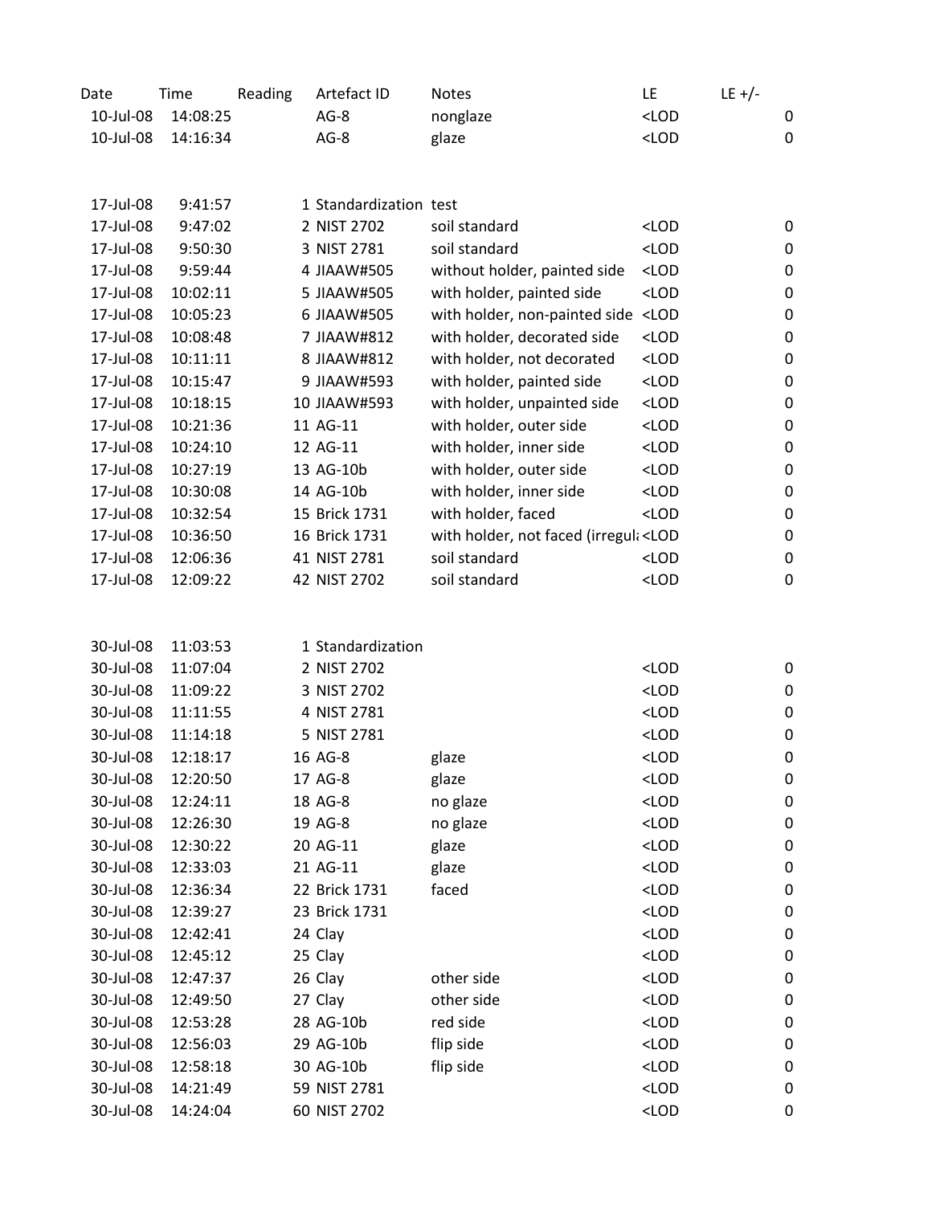| Date | Time | Reading | Artefact ID | Notes | LE | LE +/- |
|---|---|---|---|---|---|---|
| 10-Jul-08 | 14:08:25 | | AG-8 | nonglaze | <LOD | 0 |
| 10-Jul-08 | 14:16:34 | | AG-8 | glaze | <LOD | 0 |
| | | | | | | |
| 17-Jul-08 | 9:41:57 | 1 | Standardization | test | | |
| 17-Jul-08 | 9:47:02 | 2 | NIST 2702 | soil standard | <LOD | 0 |
| 17-Jul-08 | 9:50:30 | 3 | NIST 2781 | soil standard | <LOD | 0 |
| 17-Jul-08 | 9:59:44 | 4 | JIAAW#505 | without holder, painted side | <LOD | 0 |
| 17-Jul-08 | 10:02:11 | 5 | JIAAW#505 | with holder, painted side | <LOD | 0 |
| 17-Jul-08 | 10:05:23 | 6 | JIAAW#505 | with holder, non-painted side | <LOD | 0 |
| 17-Jul-08 | 10:08:48 | 7 | JIAAW#812 | with holder, decorated side | <LOD | 0 |
| 17-Jul-08 | 10:11:11 | 8 | JIAAW#812 | with holder, not decorated | <LOD | 0 |
| 17-Jul-08 | 10:15:47 | 9 | JIAAW#593 | with holder, painted side | <LOD | 0 |
| 17-Jul-08 | 10:18:15 | 10 | JIAAW#593 | with holder, unpainted side | <LOD | 0 |
| 17-Jul-08 | 10:21:36 | 11 | AG-11 | with holder, outer side | <LOD | 0 |
| 17-Jul-08 | 10:24:10 | 12 | AG-11 | with holder, inner side | <LOD | 0 |
| 17-Jul-08 | 10:27:19 | 13 | AG-10b | with holder, outer side | <LOD | 0 |
| 17-Jul-08 | 10:30:08 | 14 | AG-10b | with holder, inner side | <LOD | 0 |
| 17-Jul-08 | 10:32:54 | 15 | Brick 1731 | with holder, faced | <LOD | 0 |
| 17-Jul-08 | 10:36:50 | 16 | Brick 1731 | with holder, not faced (irregul | <LOD | 0 |
| 17-Jul-08 | 12:06:36 | 41 | NIST 2781 | soil standard | <LOD | 0 |
| 17-Jul-08 | 12:09:22 | 42 | NIST 2702 | soil standard | <LOD | 0 |
| | | | | | | |
| 30-Jul-08 | 11:03:53 | 1 | Standardization | | | |
| 30-Jul-08 | 11:07:04 | 2 | NIST 2702 | | <LOD | 0 |
| 30-Jul-08 | 11:09:22 | 3 | NIST 2702 | | <LOD | 0 |
| 30-Jul-08 | 11:11:55 | 4 | NIST 2781 | | <LOD | 0 |
| 30-Jul-08 | 11:14:18 | 5 | NIST 2781 | | <LOD | 0 |
| 30-Jul-08 | 12:18:17 | 16 | AG-8 | glaze | <LOD | 0 |
| 30-Jul-08 | 12:20:50 | 17 | AG-8 | glaze | <LOD | 0 |
| 30-Jul-08 | 12:24:11 | 18 | AG-8 | no glaze | <LOD | 0 |
| 30-Jul-08 | 12:26:30 | 19 | AG-8 | no glaze | <LOD | 0 |
| 30-Jul-08 | 12:30:22 | 20 | AG-11 | glaze | <LOD | 0 |
| 30-Jul-08 | 12:33:03 | 21 | AG-11 | glaze | <LOD | 0 |
| 30-Jul-08 | 12:36:34 | 22 | Brick 1731 | faced | <LOD | 0 |
| 30-Jul-08 | 12:39:27 | 23 | Brick 1731 | | <LOD | 0 |
| 30-Jul-08 | 12:42:41 | 24 | Clay | | <LOD | 0 |
| 30-Jul-08 | 12:45:12 | 25 | Clay | | <LOD | 0 |
| 30-Jul-08 | 12:47:37 | 26 | Clay | other side | <LOD | 0 |
| 30-Jul-08 | 12:49:50 | 27 | Clay | other side | <LOD | 0 |
| 30-Jul-08 | 12:53:28 | 28 | AG-10b | red side | <LOD | 0 |
| 30-Jul-08 | 12:56:03 | 29 | AG-10b | flip side | <LOD | 0 |
| 30-Jul-08 | 12:58:18 | 30 | AG-10b | flip side | <LOD | 0 |
| 30-Jul-08 | 14:21:49 | 59 | NIST 2781 | | <LOD | 0 |
| 30-Jul-08 | 14:24:04 | 60 | NIST 2702 | | <LOD | 0 |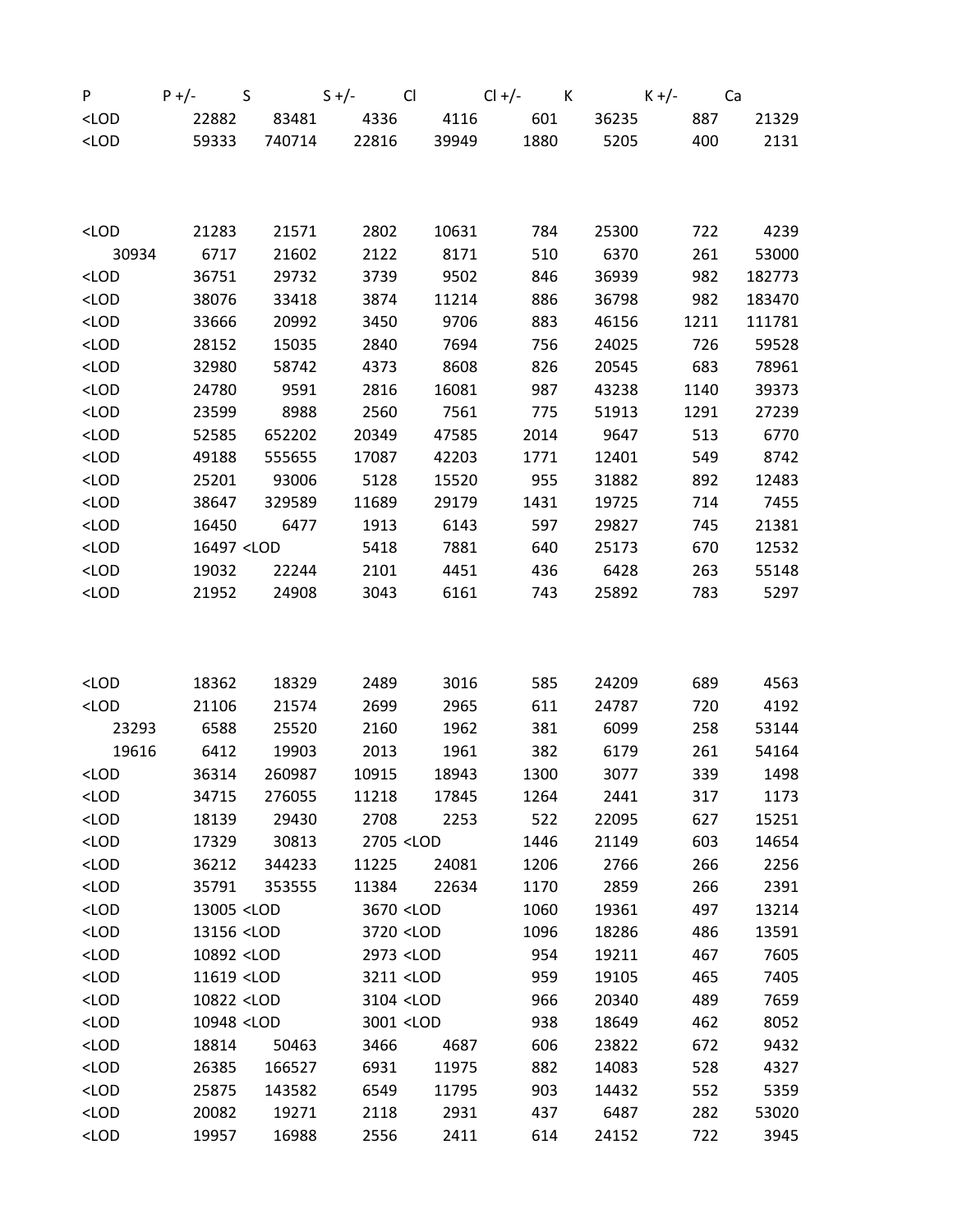| P | P +/- | S | S +/- | Cl | Cl +/- | K | K +/- | Ca |
|---|---|---|---|---|---|---|---|---|
| <LOD | 22882 | 83481 | 4336 | 4116 | 601 | 36235 | 887 | 21329 |
| <LOD | 59333 | 740714 | 22816 | 39949 | 1880 | 5205 | 400 | 2131 |
| | | | | | | | | |
| <LOD | 21283 | 21571 | 2802 | 10631 | 784 | 25300 | 722 | 4239 |
| 30934 | 6717 | 21602 | 2122 | 8171 | 510 | 6370 | 261 | 53000 |
| <LOD | 36751 | 29732 | 3739 | 9502 | 846 | 36939 | 982 | 182773 |
| <LOD | 38076 | 33418 | 3874 | 11214 | 886 | 36798 | 982 | 183470 |
| <LOD | 33666 | 20992 | 3450 | 9706 | 883 | 46156 | 1211 | 111781 |
| <LOD | 28152 | 15035 | 2840 | 7694 | 756 | 24025 | 726 | 59528 |
| <LOD | 32980 | 58742 | 4373 | 8608 | 826 | 20545 | 683 | 78961 |
| <LOD | 24780 | 9591 | 2816 | 16081 | 987 | 43238 | 1140 | 39373 |
| <LOD | 23599 | 8988 | 2560 | 7561 | 775 | 51913 | 1291 | 27239 |
| <LOD | 52585 | 652202 | 20349 | 47585 | 2014 | 9647 | 513 | 6770 |
| <LOD | 49188 | 555655 | 17087 | 42203 | 1771 | 12401 | 549 | 8742 |
| <LOD | 25201 | 93006 | 5128 | 15520 | 955 | 31882 | 892 | 12483 |
| <LOD | 38647 | 329589 | 11689 | 29179 | 1431 | 19725 | 714 | 7455 |
| <LOD | 16450 | 6477 | 1913 | 6143 | 597 | 29827 | 745 | 21381 |
| <LOD | 16497 | <LOD | 5418 | 7881 | 640 | 25173 | 670 | 12532 |
| <LOD | 19032 | 22244 | 2101 | 4451 | 436 | 6428 | 263 | 55148 |
| <LOD | 21952 | 24908 | 3043 | 6161 | 743 | 25892 | 783 | 5297 |
| | | | | | | | | |
| <LOD | 18362 | 18329 | 2489 | 3016 | 585 | 24209 | 689 | 4563 |
| <LOD | 21106 | 21574 | 2699 | 2965 | 611 | 24787 | 720 | 4192 |
| 23293 | 6588 | 25520 | 2160 | 1962 | 381 | 6099 | 258 | 53144 |
| 19616 | 6412 | 19903 | 2013 | 1961 | 382 | 6179 | 261 | 54164 |
| <LOD | 36314 | 260987 | 10915 | 18943 | 1300 | 3077 | 339 | 1498 |
| <LOD | 34715 | 276055 | 11218 | 17845 | 1264 | 2441 | 317 | 1173 |
| <LOD | 18139 | 29430 | 2708 | 2253 | 522 | 22095 | 627 | 15251 |
| <LOD | 17329 | 30813 | 2705 | <LOD | 1446 | 21149 | 603 | 14654 |
| <LOD | 36212 | 344233 | 11225 | 24081 | 1206 | 2766 | 266 | 2256 |
| <LOD | 35791 | 353555 | 11384 | 22634 | 1170 | 2859 | 266 | 2391 |
| <LOD | 13005 | <LOD | 3670 | <LOD | 1060 | 19361 | 497 | 13214 |
| <LOD | 13156 | <LOD | 3720 | <LOD | 1096 | 18286 | 486 | 13591 |
| <LOD | 10892 | <LOD | 2973 | <LOD | 954 | 19211 | 467 | 7605 |
| <LOD | 11619 | <LOD | 3211 | <LOD | 959 | 19105 | 465 | 7405 |
| <LOD | 10822 | <LOD | 3104 | <LOD | 966 | 20340 | 489 | 7659 |
| <LOD | 10948 | <LOD | 3001 | <LOD | 938 | 18649 | 462 | 8052 |
| <LOD | 18814 | 50463 | 3466 | 4687 | 606 | 23822 | 672 | 9432 |
| <LOD | 26385 | 166527 | 6931 | 11975 | 882 | 14083 | 528 | 4327 |
| <LOD | 25875 | 143582 | 6549 | 11795 | 903 | 14432 | 552 | 5359 |
| <LOD | 20082 | 19271 | 2118 | 2931 | 437 | 6487 | 282 | 53020 |
| <LOD | 19957 | 16988 | 2556 | 2411 | 614 | 24152 | 722 | 3945 |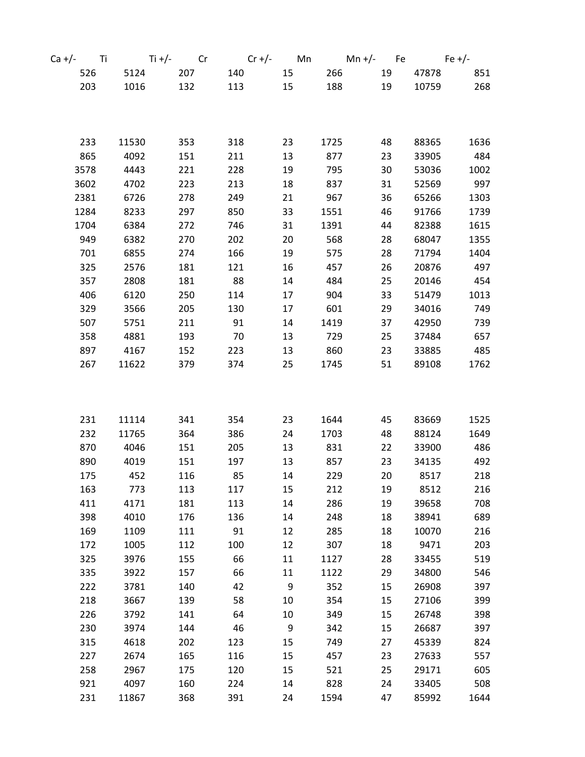| Ca +/- | Ti | Ti +/- | Cr | Cr +/- | Mn | Mn +/- | Fe | Fe +/- |
|---|---|---|---|---|---|---|---|---|
| 526 | 5124 | 207 | 140 | 15 | 266 | 19 | 47878 | 851 |
| 203 | 1016 | 132 | 113 | 15 | 188 | 19 | 10759 | 268 |
| | | | | | | | | |
| 233 | 11530 | 353 | 318 | 23 | 1725 | 48 | 88365 | 1636 |
| 865 | 4092 | 151 | 211 | 13 | 877 | 23 | 33905 | 484 |
| 3578 | 4443 | 221 | 228 | 19 | 795 | 30 | 53036 | 1002 |
| 3602 | 4702 | 223 | 213 | 18 | 837 | 31 | 52569 | 997 |
| 2381 | 6726 | 278 | 249 | 21 | 967 | 36 | 65266 | 1303 |
| 1284 | 8233 | 297 | 850 | 33 | 1551 | 46 | 91766 | 1739 |
| 1704 | 6384 | 272 | 746 | 31 | 1391 | 44 | 82388 | 1615 |
| 949 | 6382 | 270 | 202 | 20 | 568 | 28 | 68047 | 1355 |
| 701 | 6855 | 274 | 166 | 19 | 575 | 28 | 71794 | 1404 |
| 325 | 2576 | 181 | 121 | 16 | 457 | 26 | 20876 | 497 |
| 357 | 2808 | 181 | 88 | 14 | 484 | 25 | 20146 | 454 |
| 406 | 6120 | 250 | 114 | 17 | 904 | 33 | 51479 | 1013 |
| 329 | 3566 | 205 | 130 | 17 | 601 | 29 | 34016 | 749 |
| 507 | 5751 | 211 | 91 | 14 | 1419 | 37 | 42950 | 739 |
| 358 | 4881 | 193 | 70 | 13 | 729 | 25 | 37484 | 657 |
| 897 | 4167 | 152 | 223 | 13 | 860 | 23 | 33885 | 485 |
| 267 | 11622 | 379 | 374 | 25 | 1745 | 51 | 89108 | 1762 |
| | | | | | | | | |
| 231 | 11114 | 341 | 354 | 23 | 1644 | 45 | 83669 | 1525 |
| 232 | 11765 | 364 | 386 | 24 | 1703 | 48 | 88124 | 1649 |
| 870 | 4046 | 151 | 205 | 13 | 831 | 22 | 33900 | 486 |
| 890 | 4019 | 151 | 197 | 13 | 857 | 23 | 34135 | 492 |
| 175 | 452 | 116 | 85 | 14 | 229 | 20 | 8517 | 218 |
| 163 | 773 | 113 | 117 | 15 | 212 | 19 | 8512 | 216 |
| 411 | 4171 | 181 | 113 | 14 | 286 | 19 | 39658 | 708 |
| 398 | 4010 | 176 | 136 | 14 | 248 | 18 | 38941 | 689 |
| 169 | 1109 | 111 | 91 | 12 | 285 | 18 | 10070 | 216 |
| 172 | 1005 | 112 | 100 | 12 | 307 | 18 | 9471 | 203 |
| 325 | 3976 | 155 | 66 | 11 | 1127 | 28 | 33455 | 519 |
| 335 | 3922 | 157 | 66 | 11 | 1122 | 29 | 34800 | 546 |
| 222 | 3781 | 140 | 42 | 9 | 352 | 15 | 26908 | 397 |
| 218 | 3667 | 139 | 58 | 10 | 354 | 15 | 27106 | 399 |
| 226 | 3792 | 141 | 64 | 10 | 349 | 15 | 26748 | 398 |
| 230 | 3974 | 144 | 46 | 9 | 342 | 15 | 26687 | 397 |
| 315 | 4618 | 202 | 123 | 15 | 749 | 27 | 45339 | 824 |
| 227 | 2674 | 165 | 116 | 15 | 457 | 23 | 27633 | 557 |
| 258 | 2967 | 175 | 120 | 15 | 521 | 25 | 29171 | 605 |
| 921 | 4097 | 160 | 224 | 14 | 828 | 24 | 33405 | 508 |
| 231 | 11867 | 368 | 391 | 24 | 1594 | 47 | 85992 | 1644 |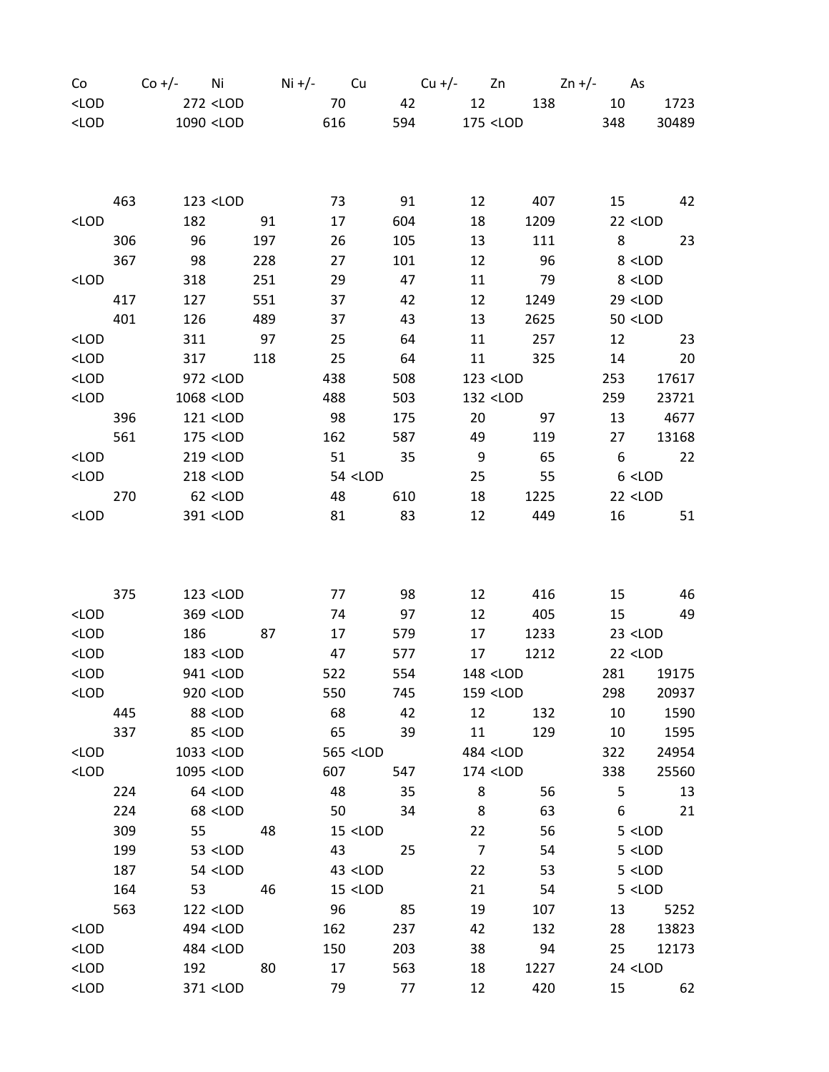| Co | Co +/- | Ni | Ni +/- | Cu | Cu +/- | Zn | Zn +/- | As |
|---|---|---|---|---|---|---|---|---|
| <LOD | 272 | <LOD | 70 | 42 | 12 | 138 | 10 | 1723 |
| <LOD | 1090 | <LOD | 616 | 594 | 175 | <LOD | 348 | 30489 |
| | | | | | | | | |
| 463 | 123 | <LOD | 73 | 91 | 12 | 407 | 15 | 42 |
| <LOD | 182 | 91 | 17 | 604 | 18 | 1209 | 22 | <LOD |
| 306 | 96 | 197 | 26 | 105 | 13 | 111 | 8 | 23 |
| 367 | 98 | 228 | 27 | 101 | 12 | 96 | 8 | <LOD |
| <LOD | 318 | 251 | 29 | 47 | 11 | 79 | 8 | <LOD |
| 417 | 127 | 551 | 37 | 42 | 12 | 1249 | 29 | <LOD |
| 401 | 126 | 489 | 37 | 43 | 13 | 2625 | 50 | <LOD |
| <LOD | 311 | 97 | 25 | 64 | 11 | 257 | 12 | 23 |
| <LOD | 317 | 118 | 25 | 64 | 11 | 325 | 14 | 20 |
| <LOD | 972 | <LOD | 438 | 508 | 123 | <LOD | 253 | 17617 |
| <LOD | 1068 | <LOD | 488 | 503 | 132 | <LOD | 259 | 23721 |
| 396 | 121 | <LOD | 98 | 175 | 20 | 97 | 13 | 4677 |
| 561 | 175 | <LOD | 162 | 587 | 49 | 119 | 27 | 13168 |
| <LOD | 219 | <LOD | 51 | 35 | 9 | 65 | 6 | 22 |
| <LOD | 218 | <LOD | 54 | <LOD | 25 | 55 | 6 | <LOD |
| 270 | 62 | <LOD | 48 | 610 | 18 | 1225 | 22 | <LOD |
| <LOD | 391 | <LOD | 81 | 83 | 12 | 449 | 16 | 51 |
| | | | | | | | | |
| 375 | 123 | <LOD | 77 | 98 | 12 | 416 | 15 | 46 |
| <LOD | 369 | <LOD | 74 | 97 | 12 | 405 | 15 | 49 |
| <LOD | 186 | 87 | 17 | 579 | 17 | 1233 | 23 | <LOD |
| <LOD | 183 | <LOD | 47 | 577 | 17 | 1212 | 22 | <LOD |
| <LOD | 941 | <LOD | 522 | 554 | 148 | <LOD | 281 | 19175 |
| <LOD | 920 | <LOD | 550 | 745 | 159 | <LOD | 298 | 20937 |
| 445 | 88 | <LOD | 68 | 42 | 12 | 132 | 10 | 1590 |
| 337 | 85 | <LOD | 65 | 39 | 11 | 129 | 10 | 1595 |
| <LOD | 1033 | <LOD | 565 | <LOD | 484 | <LOD | 322 | 24954 |
| <LOD | 1095 | <LOD | 607 | 547 | 174 | <LOD | 338 | 25560 |
| 224 | 64 | <LOD | 48 | 35 | 8 | 56 | 5 | 13 |
| 224 | 68 | <LOD | 50 | 34 | 8 | 63 | 6 | 21 |
| 309 | 55 | 48 | 15 | <LOD | 22 | 56 | 5 | <LOD |
| 199 | 53 | <LOD | 43 | 25 | 7 | 54 | 5 | <LOD |
| 187 | 54 | <LOD | 43 | <LOD | 22 | 53 | 5 | <LOD |
| 164 | 53 | 46 | 15 | <LOD | 21 | 54 | 5 | <LOD |
| 563 | 122 | <LOD | 96 | 85 | 19 | 107 | 13 | 5252 |
| <LOD | 494 | <LOD | 162 | 237 | 42 | 132 | 28 | 13823 |
| <LOD | 484 | <LOD | 150 | 203 | 38 | 94 | 25 | 12173 |
| <LOD | 192 | 80 | 17 | 563 | 18 | 1227 | 24 | <LOD |
| <LOD | 371 | <LOD | 79 | 77 | 12 | 420 | 15 | 62 |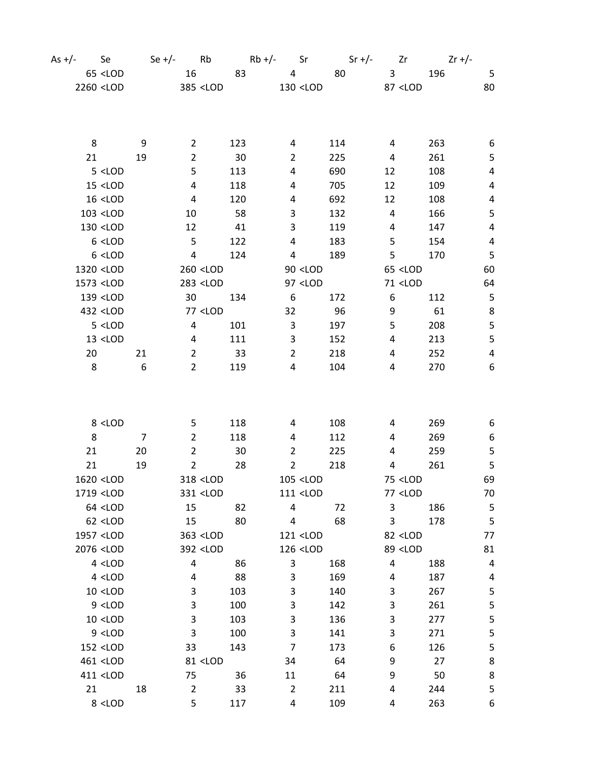| As +/- | Se | Se +/- | Rb | Rb +/- | Sr | Sr +/- | Zr | Zr +/- |
|---|---|---|---|---|---|---|---|---|
| 65 | <LOD | 16 | 83 | 4 | 80 | 3 | 196 | 5 |
| 2260 | <LOD | 385 | <LOD | 130 | <LOD | 87 | <LOD | 80 |
| | | | | | | | | |
| | | | | | | | | |
| | | | | | | | | |
| 8 | 9 | 2 | 123 | 4 | 114 | 4 | 263 | 6 |
| 21 | 19 | 2 | 30 | 2 | 225 | 4 | 261 | 5 |
| 5 | <LOD | 5 | 113 | 4 | 690 | 12 | 108 | 4 |
| 15 | <LOD | 4 | 118 | 4 | 705 | 12 | 109 | 4 |
| 16 | <LOD | 4 | 120 | 4 | 692 | 12 | 108 | 4 |
| 103 | <LOD | 10 | 58 | 3 | 132 | 4 | 166 | 5 |
| 130 | <LOD | 12 | 41 | 3 | 119 | 4 | 147 | 4 |
| 6 | <LOD | 5 | 122 | 4 | 183 | 5 | 154 | 4 |
| 6 | <LOD | 4 | 124 | 4 | 189 | 5 | 170 | 5 |
| 1320 | <LOD | 260 | <LOD | 90 | <LOD | 65 | <LOD | 60 |
| 1573 | <LOD | 283 | <LOD | 97 | <LOD | 71 | <LOD | 64 |
| 139 | <LOD | 30 | 134 | 6 | 172 | 6 | 112 | 5 |
| 432 | <LOD | 77 | <LOD | 32 | 96 | 9 | 61 | 8 |
| 5 | <LOD | 4 | 101 | 3 | 197 | 5 | 208 | 5 |
| 13 | <LOD | 4 | 111 | 3 | 152 | 4 | 213 | 5 |
| 20 | 21 | 2 | 33 | 2 | 218 | 4 | 252 | 4 |
| 8 | 6 | 2 | 119 | 4 | 104 | 4 | 270 | 6 |
| | | | | | | | | |
| | | | | | | | | |
| | | | | | | | | |
| 8 | <LOD | 5 | 118 | 4 | 108 | 4 | 269 | 6 |
| 8 | 7 | 2 | 118 | 4 | 112 | 4 | 269 | 6 |
| 21 | 20 | 2 | 30 | 2 | 225 | 4 | 259 | 5 |
| 21 | 19 | 2 | 28 | 2 | 218 | 4 | 261 | 5 |
| 1620 | <LOD | 318 | <LOD | 105 | <LOD | 75 | <LOD | 69 |
| 1719 | <LOD | 331 | <LOD | 111 | <LOD | 77 | <LOD | 70 |
| 64 | <LOD | 15 | 82 | 4 | 72 | 3 | 186 | 5 |
| 62 | <LOD | 15 | 80 | 4 | 68 | 3 | 178 | 5 |
| 1957 | <LOD | 363 | <LOD | 121 | <LOD | 82 | <LOD | 77 |
| 2076 | <LOD | 392 | <LOD | 126 | <LOD | 89 | <LOD | 81 |
| 4 | <LOD | 4 | 86 | 3 | 168 | 4 | 188 | 4 |
| 4 | <LOD | 4 | 88 | 3 | 169 | 4 | 187 | 4 |
| 10 | <LOD | 3 | 103 | 3 | 140 | 3 | 267 | 5 |
| 9 | <LOD | 3 | 100 | 3 | 142 | 3 | 261 | 5 |
| 10 | <LOD | 3 | 103 | 3 | 136 | 3 | 277 | 5 |
| 9 | <LOD | 3 | 100 | 3 | 141 | 3 | 271 | 5 |
| 152 | <LOD | 33 | 143 | 7 | 173 | 6 | 126 | 5 |
| 461 | <LOD | 81 | <LOD | 34 | 64 | 9 | 27 | 8 |
| 411 | <LOD | 75 | 36 | 11 | 64 | 9 | 50 | 8 |
| 21 | 18 | 2 | 33 | 2 | 211 | 4 | 244 | 5 |
| 8 | <LOD | 5 | 117 | 4 | 109 | 4 | 263 | 6 |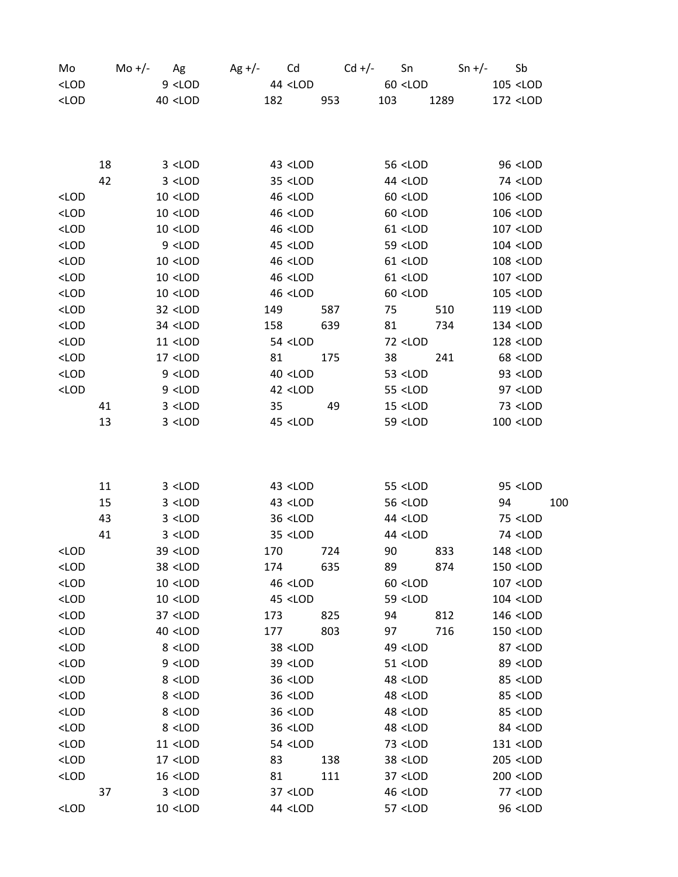| Mo | Mo +/- | Ag | Ag +/- | Cd | Cd +/- | Sn | Sn +/- | Sb |
|---|---|---|---|---|---|---|---|---|
| <LOD | 9 | <LOD | 44 | <LOD | 60 | <LOD | 105 | <LOD |
| <LOD | 40 | <LOD | 182 | 953 | 103 | 1289 | 172 | <LOD |
| | | | | | | | | |
| 18 | 3 | <LOD | 43 | <LOD | 56 | <LOD | 96 | <LOD |
| 42 | 3 | <LOD | 35 | <LOD | 44 | <LOD | 74 | <LOD |
| <LOD | 10 | <LOD | 46 | <LOD | 60 | <LOD | 106 | <LOD |
| <LOD | 10 | <LOD | 46 | <LOD | 60 | <LOD | 106 | <LOD |
| <LOD | 10 | <LOD | 46 | <LOD | 61 | <LOD | 107 | <LOD |
| <LOD | 9 | <LOD | 45 | <LOD | 59 | <LOD | 104 | <LOD |
| <LOD | 10 | <LOD | 46 | <LOD | 61 | <LOD | 108 | <LOD |
| <LOD | 10 | <LOD | 46 | <LOD | 61 | <LOD | 107 | <LOD |
| <LOD | 10 | <LOD | 46 | <LOD | 60 | <LOD | 105 | <LOD |
| <LOD | 32 | <LOD | 149 | 587 | 75 | 510 | 119 | <LOD |
| <LOD | 34 | <LOD | 158 | 639 | 81 | 734 | 134 | <LOD |
| <LOD | 11 | <LOD | 54 | <LOD | 72 | <LOD | 128 | <LOD |
| <LOD | 17 | <LOD | 81 | 175 | 38 | 241 | 68 | <LOD |
| <LOD | 9 | <LOD | 40 | <LOD | 53 | <LOD | 93 | <LOD |
| <LOD | 9 | <LOD | 42 | <LOD | 55 | <LOD | 97 | <LOD |
| 41 | 3 | <LOD | 35 | 49 | 15 | <LOD | 73 | <LOD |
| 13 | 3 | <LOD | 45 | <LOD | 59 | <LOD | 100 | <LOD |
| | | | | | | | | |
| 11 | 3 | <LOD | 43 | <LOD | 55 | <LOD | 95 | <LOD |
| 15 | 3 | <LOD | 43 | <LOD | 56 | <LOD | 94 | 100 |
| 43 | 3 | <LOD | 36 | <LOD | 44 | <LOD | 75 | <LOD |
| 41 | 3 | <LOD | 35 | <LOD | 44 | <LOD | 74 | <LOD |
| <LOD | 39 | <LOD | 170 | 724 | 90 | 833 | 148 | <LOD |
| <LOD | 38 | <LOD | 174 | 635 | 89 | 874 | 150 | <LOD |
| <LOD | 10 | <LOD | 46 | <LOD | 60 | <LOD | 107 | <LOD |
| <LOD | 10 | <LOD | 45 | <LOD | 59 | <LOD | 104 | <LOD |
| <LOD | 37 | <LOD | 173 | 825 | 94 | 812 | 146 | <LOD |
| <LOD | 40 | <LOD | 177 | 803 | 97 | 716 | 150 | <LOD |
| <LOD | 8 | <LOD | 38 | <LOD | 49 | <LOD | 87 | <LOD |
| <LOD | 9 | <LOD | 39 | <LOD | 51 | <LOD | 89 | <LOD |
| <LOD | 8 | <LOD | 36 | <LOD | 48 | <LOD | 85 | <LOD |
| <LOD | 8 | <LOD | 36 | <LOD | 48 | <LOD | 85 | <LOD |
| <LOD | 8 | <LOD | 36 | <LOD | 48 | <LOD | 85 | <LOD |
| <LOD | 8 | <LOD | 36 | <LOD | 48 | <LOD | 84 | <LOD |
| <LOD | 11 | <LOD | 54 | <LOD | 73 | <LOD | 131 | <LOD |
| <LOD | 17 | <LOD | 83 | 138 | 38 | <LOD | 205 | <LOD |
| <LOD | 16 | <LOD | 81 | 111 | 37 | <LOD | 200 | <LOD |
| 37 | 3 | <LOD | 37 | <LOD | 46 | <LOD | 77 | <LOD |
| <LOD | 10 | <LOD | 44 | <LOD | 57 | <LOD | 96 | <LOD |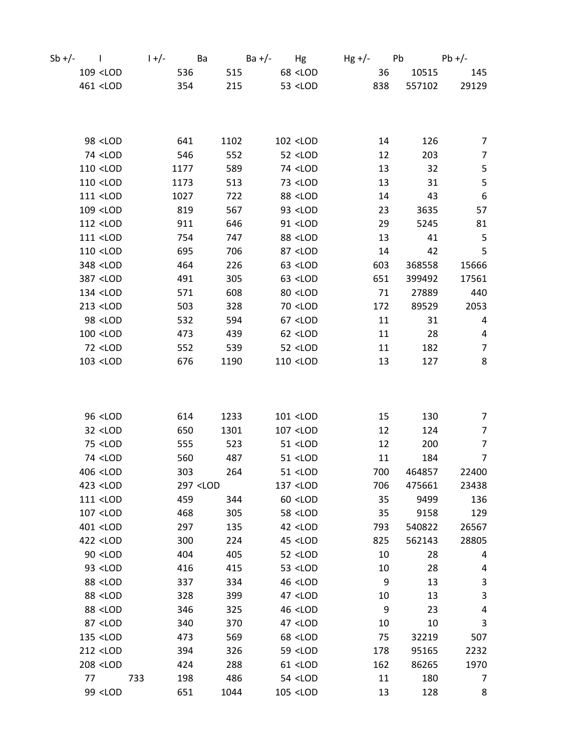| Sb +/- | I | I +/- | Ba | Ba +/- | Hg | Hg +/- | Pb | Pb +/- |
|---|---|---|---|---|---|---|---|---|
| 109 | <LOD | 536 | 515 | 68 | <LOD | 36 | 10515 | 145 |
| 461 | <LOD | 354 | 215 | 53 | <LOD | 838 | 557102 | 29129 |
| | | | | | | | | |
| | | | | | | | | |
| | | | | | | | | |
| 98 | <LOD | 641 | 1102 | 102 | <LOD | 14 | 126 | 7 |
| 74 | <LOD | 546 | 552 | 52 | <LOD | 12 | 203 | 7 |
| 110 | <LOD | 1177 | 589 | 74 | <LOD | 13 | 32 | 5 |
| 110 | <LOD | 1173 | 513 | 73 | <LOD | 13 | 31 | 5 |
| 111 | <LOD | 1027 | 722 | 88 | <LOD | 14 | 43 | 6 |
| 109 | <LOD | 819 | 567 | 93 | <LOD | 23 | 3635 | 57 |
| 112 | <LOD | 911 | 646 | 91 | <LOD | 29 | 5245 | 81 |
| 111 | <LOD | 754 | 747 | 88 | <LOD | 13 | 41 | 5 |
| 110 | <LOD | 695 | 706 | 87 | <LOD | 14 | 42 | 5 |
| 348 | <LOD | 464 | 226 | 63 | <LOD | 603 | 368558 | 15666 |
| 387 | <LOD | 491 | 305 | 63 | <LOD | 651 | 399492 | 17561 |
| 134 | <LOD | 571 | 608 | 80 | <LOD | 71 | 27889 | 440 |
| 213 | <LOD | 503 | 328 | 70 | <LOD | 172 | 89529 | 2053 |
| 98 | <LOD | 532 | 594 | 67 | <LOD | 11 | 31 | 4 |
| 100 | <LOD | 473 | 439 | 62 | <LOD | 11 | 28 | 4 |
| 72 | <LOD | 552 | 539 | 52 | <LOD | 11 | 182 | 7 |
| 103 | <LOD | 676 | 1190 | 110 | <LOD | 13 | 127 | 8 |
| | | | | | | | | |
| | | | | | | | | |
| | | | | | | | | |
| 96 | <LOD | 614 | 1233 | 101 | <LOD | 15 | 130 | 7 |
| 32 | <LOD | 650 | 1301 | 107 | <LOD | 12 | 124 | 7 |
| 75 | <LOD | 555 | 523 | 51 | <LOD | 12 | 200 | 7 |
| 74 | <LOD | 560 | 487 | 51 | <LOD | 11 | 184 | 7 |
| 406 | <LOD | 303 | 264 | 51 | <LOD | 700 | 464857 | 22400 |
| 423 | <LOD | 297 | <LOD | 137 | <LOD | 706 | 475661 | 23438 |
| 111 | <LOD | 459 | 344 | 60 | <LOD | 35 | 9499 | 136 |
| 107 | <LOD | 468 | 305 | 58 | <LOD | 35 | 9158 | 129 |
| 401 | <LOD | 297 | 135 | 42 | <LOD | 793 | 540822 | 26567 |
| 422 | <LOD | 300 | 224 | 45 | <LOD | 825 | 562143 | 28805 |
| 90 | <LOD | 404 | 405 | 52 | <LOD | 10 | 28 | 4 |
| 93 | <LOD | 416 | 415 | 53 | <LOD | 10 | 28 | 4 |
| 88 | <LOD | 337 | 334 | 46 | <LOD | 9 | 13 | 3 |
| 88 | <LOD | 328 | 399 | 47 | <LOD | 10 | 13 | 3 |
| 88 | <LOD | 346 | 325 | 46 | <LOD | 9 | 23 | 4 |
| 87 | <LOD | 340 | 370 | 47 | <LOD | 10 | 10 | 3 |
| 135 | <LOD | 473 | 569 | 68 | <LOD | 75 | 32219 | 507 |
| 212 | <LOD | 394 | 326 | 59 | <LOD | 178 | 95165 | 2232 |
| 208 | <LOD | 424 | 288 | 61 | <LOD | 162 | 86265 | 1970 |
| 77 | 733 | 198 | 486 | 54 | <LOD | 11 | 180 | 7 |
| 99 | <LOD | 651 | 1044 | 105 | <LOD | 13 | 128 | 8 |